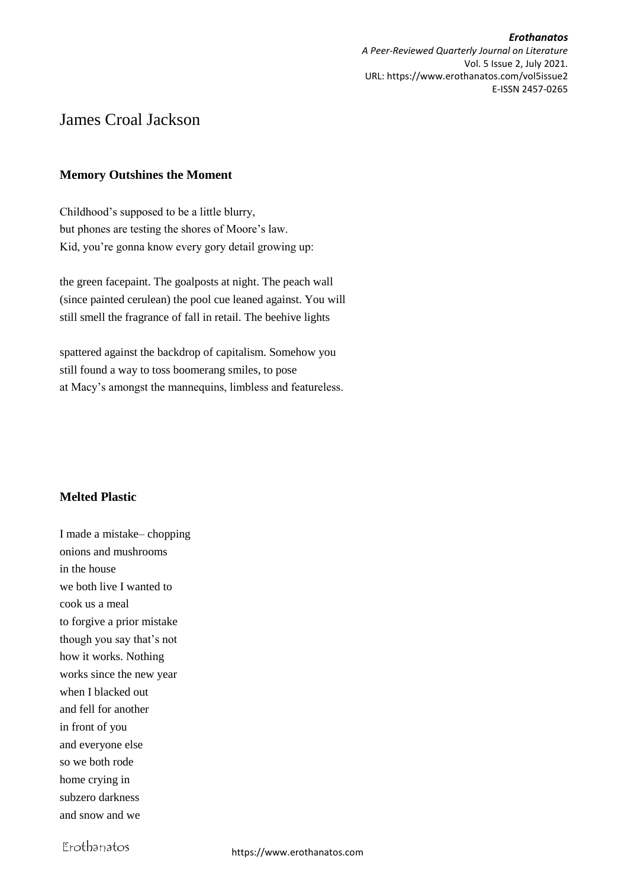# James Croal Jackson

### Memory Outshines the Moment

Childhood's supposed to be a little blurry,  
but phones are testing the shores of Moore's law.  
Kid, you're gonna know every gory detail growing up:

the green facepaint. The goalposts at night. The peach wall  
(since painted cerulean) the pool cue leaned against. You will  
still smell the fragrance of fall in retail. The beehive lights

spattered against the backdrop of capitalism. Somehow you  
still found a way to toss boomerang smiles, to pose  
at Macy's amongst the mannequins, limbless and featureless.

### Melted Plastic

I made a mistake– chopping  
onions and mushrooms  
in the house  
we both live I wanted to  
cook us a meal  
to forgive a prior mistake  
though you say that's not  
how it works. Nothing  
works since the new year  
when I blacked out  
and fell for another  
in front of you  
and everyone else  
so we both rode  
home crying in  
subzero darkness  
and snow and we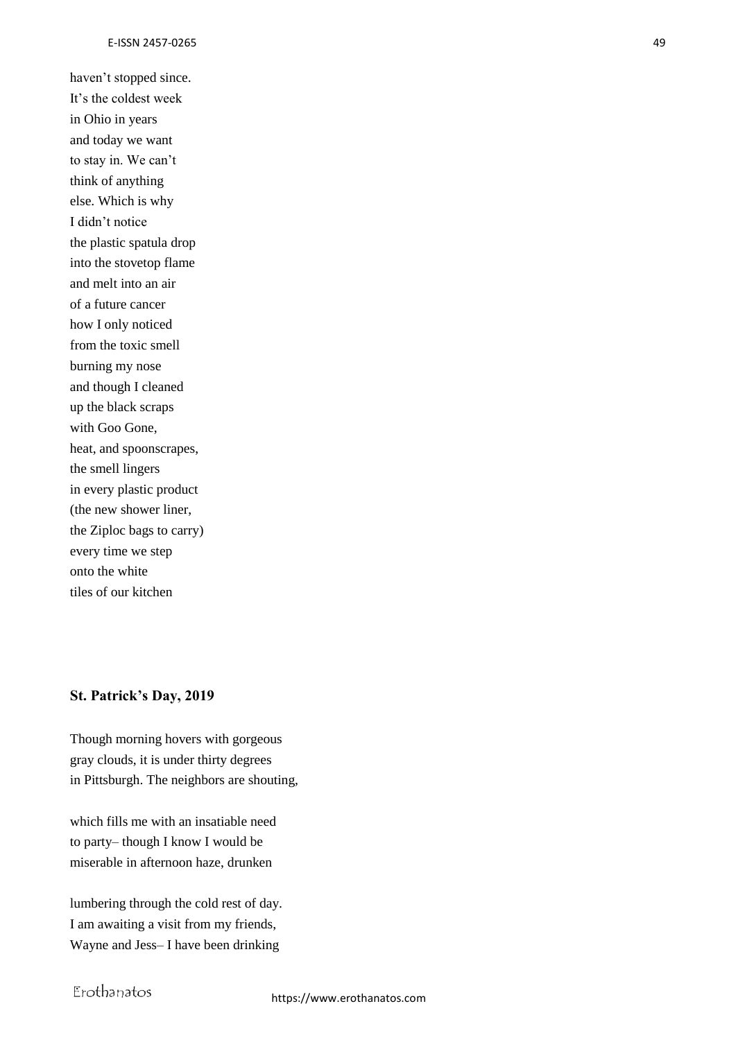haven't stopped since.
It's the coldest week
in Ohio in years
and today we want
to stay in. We can't
think of anything
else. Which is why
I didn't notice
the plastic spatula drop
into the stovetop flame
and melt into an air
of a future cancer
how I only noticed
from the toxic smell
burning my nose
and though I cleaned
up the black scraps
with Goo Gone,
heat, and spoonscrapes,
the smell lingers
in every plastic product
(the new shower liner,
the Ziploc bags to carry)
every time we step
onto the white
tiles of our kitchen

**St. Patrick's Day, 2019**

Though morning hovers with gorgeous
gray clouds, it is under thirty degrees
in Pittsburgh. The neighbors are shouting,

which fills me with an insatiable need
to party– though I know I would be
miserable in afternoon haze, drunken

lumbering through the cold rest of day.
I am awaiting a visit from my friends,
Wayne and Jess– I have been drinking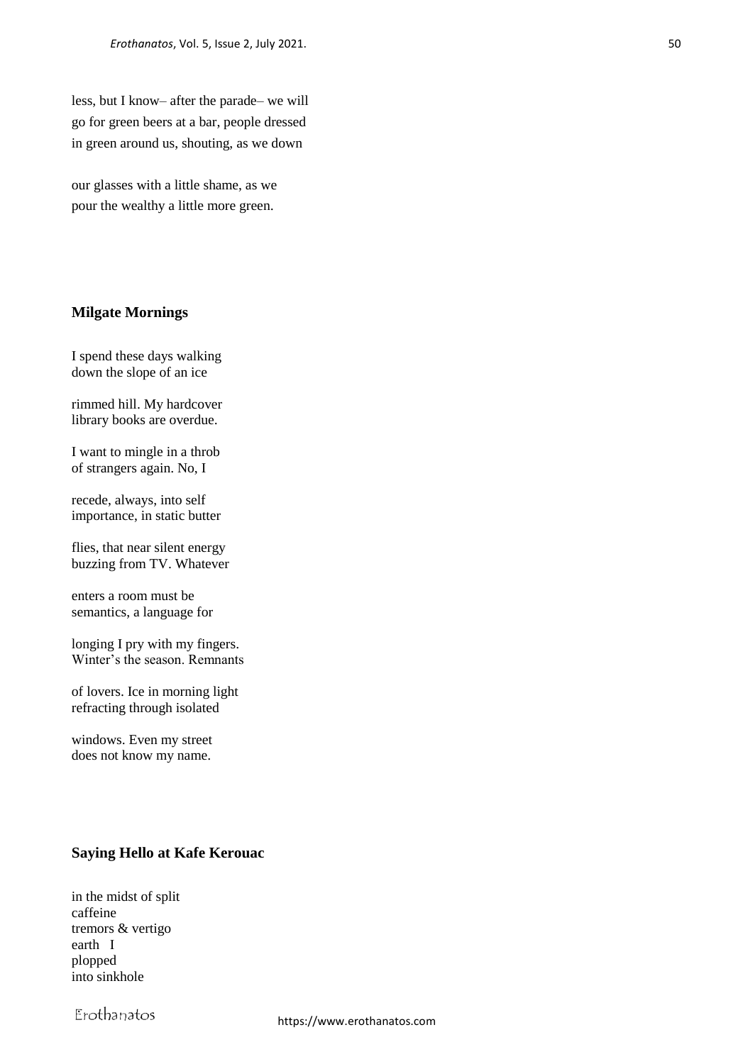less, but I know– after the parade– we will
go for green beers at a bar, people dressed
in green around us, shouting, as we down

our glasses with a little shame, as we
pour the wealthy a little more green.

## Milgate Mornings

I spend these days walking
down the slope of an ice

rimmed hill. My hardcover
library books are overdue.

I want to mingle in a throb
of strangers again. No, I

recede, always, into self
importance, in static butter

flies, that near silent energy
buzzing from TV. Whatever

enters a room must be
semantics, a language for

longing I pry with my fingers.
Winter's the season. Remnants

of lovers. Ice in morning light
refracting through isolated

windows. Even my street
does not know my name.

## Saying Hello at Kafe Kerouac

in the midst of split
caffeine
tremors & vertigo
earth   I
plopped
into sinkhole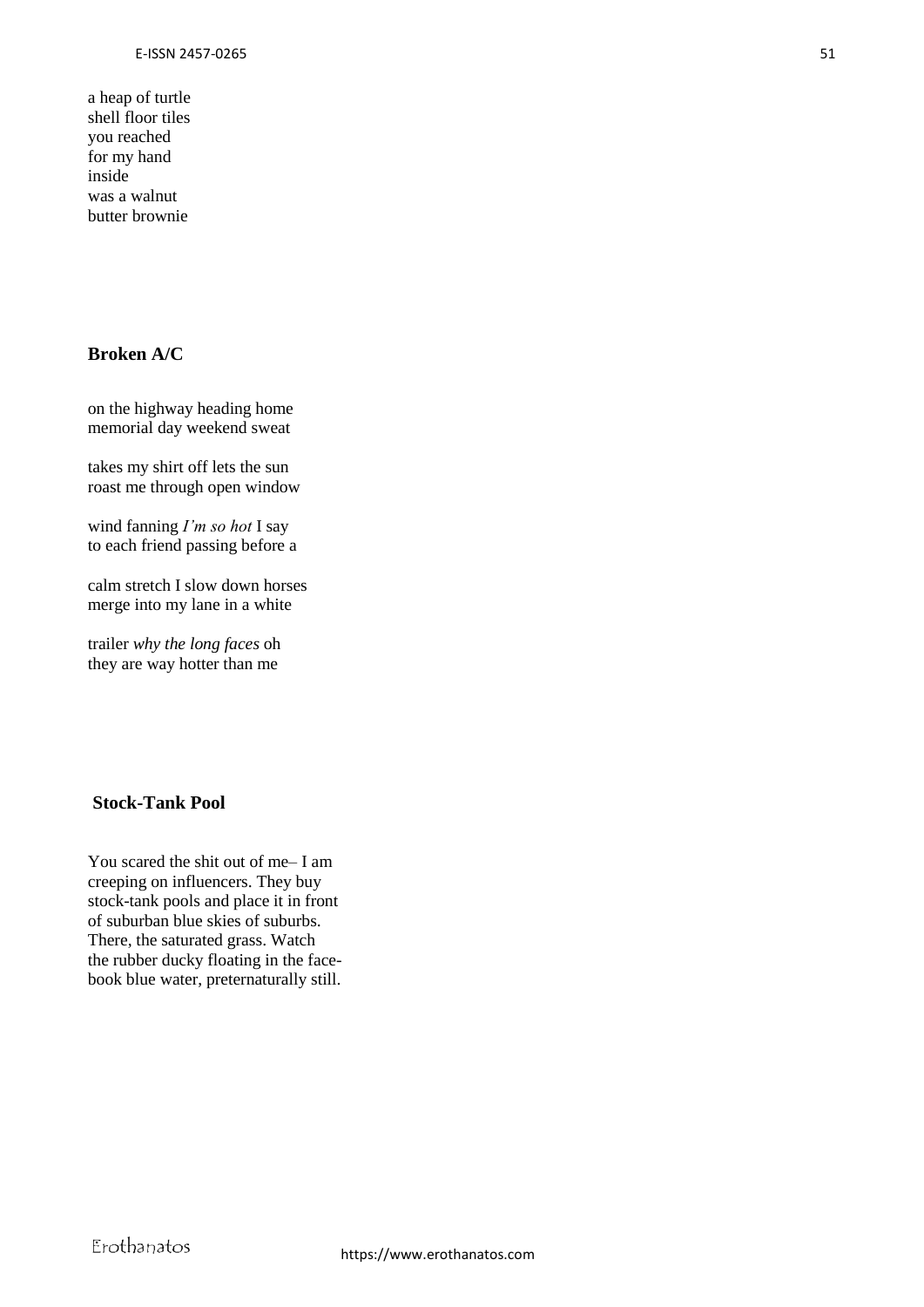a heap of turtle  
shell floor tiles  
you reached  
for my hand  
inside  
was a walnut  
butter brownie

## Broken A/C

on the highway heading home  
memorial day weekend sweat

takes my shirt off lets the sun  
roast me through open window

wind fanning *I'm so hot* I say  
to each friend passing before a

calm stretch I slow down horses  
merge into my lane in a white

trailer *why the long faces* oh  
they are way hotter than me

## Stock-Tank Pool

You scared the shit out of me– I am  
creeping on influencers. They buy  
stock-tank pools and place it in front  
of suburban blue skies of suburbs.  
There, the saturated grass. Watch  
the rubber ducky floating in the face-  
book blue water, preternaturally still.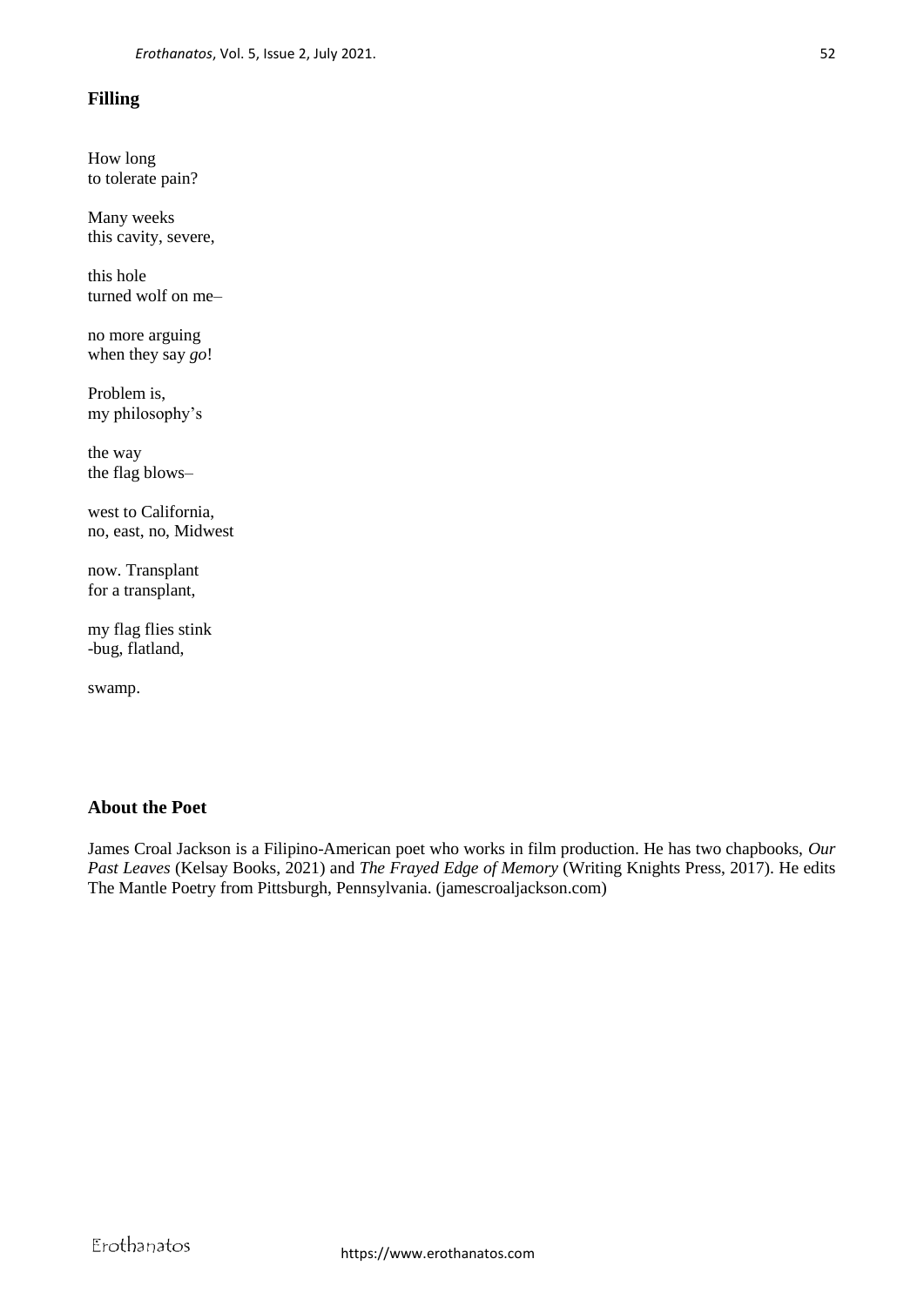## Filling

How long  
to tolerate pain?

Many weeks  
this cavity, severe,

this hole  
turned wolf on me–

no more arguing  
when they say *go*!

Problem is,  
my philosophy's

the way  
the flag blows–

west to California,  
no, east, no, Midwest

now. Transplant  
for a transplant,

my flag flies stink  
-bug, flatland,

swamp.

## About the Poet

James Croal Jackson is a Filipino-American poet who works in film production. He has two chapbooks, *Our Past Leaves* (Kelsay Books, 2021) and *The Frayed Edge of Memory* (Writing Knights Press, 2017). He edits The Mantle Poetry from Pittsburgh, Pennsylvania. (jamescroaljackson.com)